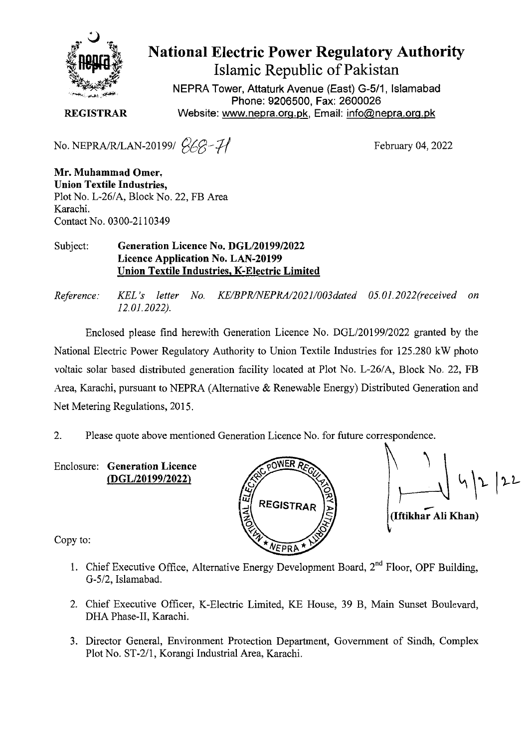# National Electric Power Regulatory Authority

## Islamic Republic of Pakistan

NEPRA Tower, Attaturk Avenue (East) G-5/1, Islamabad
Phone: 9206500, Fax: 2600026
Website: www.nepra.org.pk, Email: info@nepra.org.pk

**REGISTRAR**

No. NEPRA/R/LAN-20199/ 868-71

February 04, 2022

**Mr. Muhammad Omer,**
**Union Textile Industries,**
Plot No. L-26/A, Block No. 22, FB Area
Karachi.
Contact No. 0300-2110349

Subject: **Generation Licence No. DGL/20199/2022**
**Licence Application No. LAN-20199**
**Union Textile Industries, K-Electric Limited**

*Reference: KEL's letter No. KE/BPR/NEPRA/2021/003dated 05.01.2022(received on 12.01.2022).*

Enclosed please find herewith Generation Licence No. DGL/20199/2022 granted by the National Electric Power Regulatory Authority to Union Textile Industries for 125.280 kW photo voltaic solar based distributed generation facility located at Plot No. L-26/A, Block No. 22, FB Area, Karachi, pursuant to NEPRA (Alternative & Renewable Energy) Distributed Generation and Net Metering Regulations, 2015.

2. Please quote above mentioned Generation Licence No. for future correspondence.

Enclosure: **Generation Licence (DGL/20199/2022)**

4/2/22

**(Iftikhar Ali Khan)**

Copy to:

1. Chief Executive Office, Alternative Energy Development Board, 2nd Floor, OPF Building, G-5/2, Islamabad.
2. Chief Executive Officer, K-Electric Limited, KE House, 39 B, Main Sunset Boulevard, DHA Phase-II, Karachi.
3. Director General, Environment Protection Department, Government of Sindh, Complex Plot No. ST-2/1, Korangi Industrial Area, Karachi.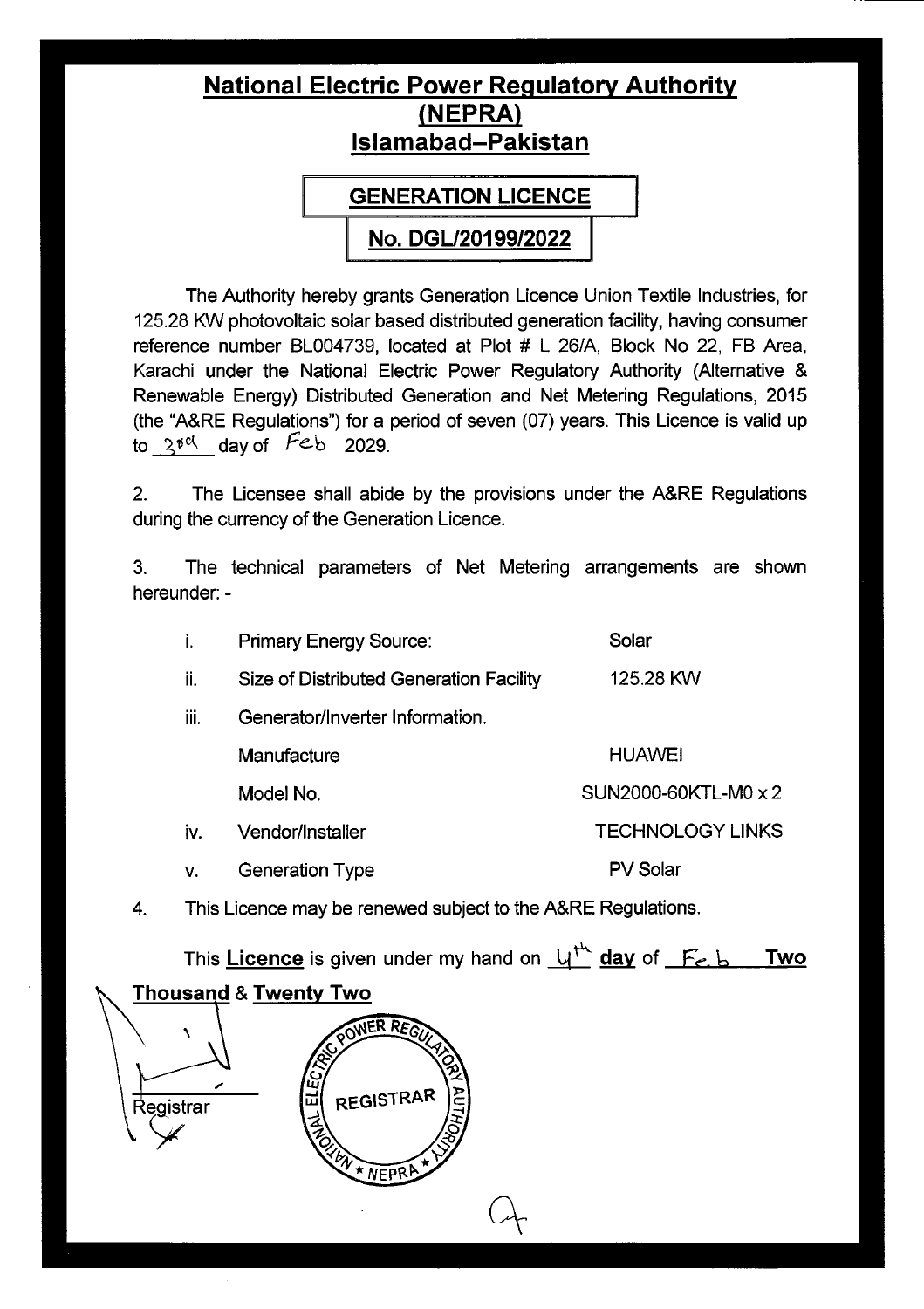# National Electric Power Regulatory Authority (NEPRA) Islamabad–Pakistan

## GENERATION LICENCE

## No. DGL/20199/2022

The Authority hereby grants Generation Licence Union Textile Industries, for 125.28 KW photovoltaic solar based distributed generation facility, having consumer reference number BL004739, located at Plot # L 26/A, Block No 22, FB Area, Karachi under the National Electric Power Regulatory Authority (Alternative & Renewable Energy) Distributed Generation and Net Metering Regulations, 2015 (the "A&RE Regulations") for a period of seven (07) years. This Licence is valid up to 3rd day of Feb 2029.

2. The Licensee shall abide by the provisions under the A&RE Regulations during the currency of the Generation Licence.

3. The technical parameters of Net Metering arrangements are shown hereunder: -

| | | |
|---|---|---|
| i. | Primary Energy Source: | Solar |
| ii. | Size of Distributed Generation Facility | 125.28 KW |
| iii. | Generator/Inverter Information. | |
| | Manufacture | HUAWEI |
| | Model No. | SUN2000-60KTL-M0 x 2 |
| iv. | Vendor/Installer | TECHNOLOGY LINKS |
| v. | Generation Type | PV Solar |

4. This Licence may be renewed subject to the A&RE Regulations.

This **Licence** is given under my hand on 4th **day** of Feb **Two Thousand** & **Twenty Two**

Registrar

REGISTRAR
NATIONAL ELECTRIC POWER REGULATORY AUTHORITY ★ NEPRA ★